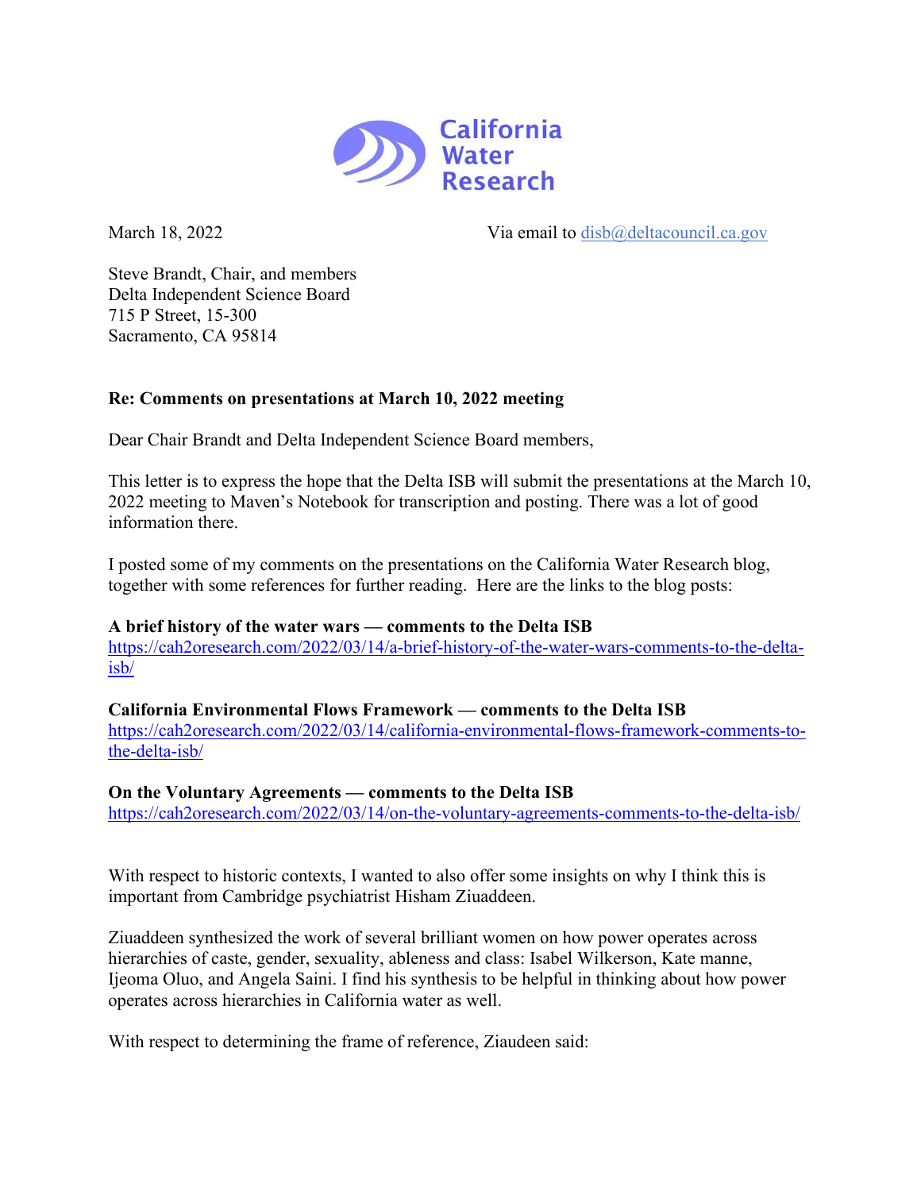California Water Research

March 18, 2022 Via email to disb@deltacouncil.ca.gov

Steve Brandt, Chair, and members
Delta Independent Science Board
715 P Street, 15-300
Sacramento, CA 95814

**Re: Comments on presentations at March 10, 2022 meeting**

Dear Chair Brandt and Delta Independent Science Board members,

This letter is to express the hope that the Delta ISB will submit the presentations at the March 10, 2022 meeting to Maven's Notebook for transcription and posting. There was a lot of good information there.

I posted some of my comments on the presentations on the California Water Research blog, together with some references for further reading. Here are the links to the blog posts:

**A brief history of the water wars — comments to the Delta ISB**
https://cah2oresearch.com/2022/03/14/a-brief-history-of-the-water-wars-comments-to-the-delta-isb/

**California Environmental Flows Framework — comments to the Delta ISB**
https://cah2oresearch.com/2022/03/14/california-environmental-flows-framework-comments-to-the-delta-isb/

**On the Voluntary Agreements — comments to the Delta ISB**
https://cah2oresearch.com/2022/03/14/on-the-voluntary-agreements-comments-to-the-delta-isb/

With respect to historic contexts, I wanted to also offer some insights on why I think this is important from Cambridge psychiatrist Hisham Ziuaddeen.

Ziuaddeen synthesized the work of several brilliant women on how power operates across hierarchies of caste, gender, sexuality, ableness and class: Isabel Wilkerson, Kate manne, Ijeoma Oluo, and Angela Saini. I find his synthesis to be helpful in thinking about how power operates across hierarchies in California water as well.

With respect to determining the frame of reference, Ziaudeen said: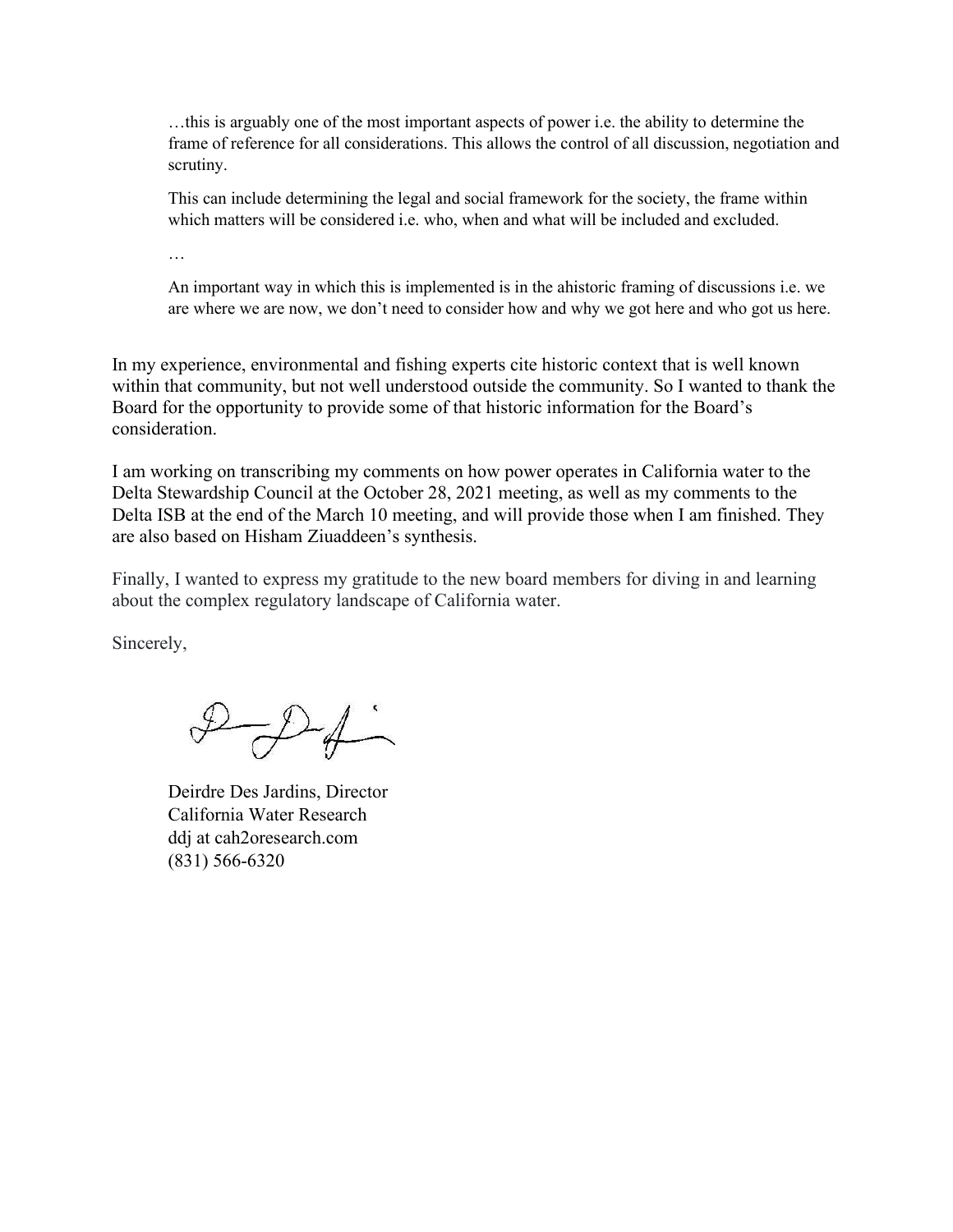> …this is arguably one of the most important aspects of power i.e. the ability to determine the frame of reference for all considerations. This allows the control of all discussion, negotiation and scrutiny.
>
> This can include determining the legal and social framework for the society, the frame within which matters will be considered i.e. who, when and what will be included and excluded.
>
> …
>
> An important way in which this is implemented is in the ahistoric framing of discussions i.e. we are where we are now, we don't need to consider how and why we got here and who got us here.

In my experience, environmental and fishing experts cite historic context that is well known within that community, but not well understood outside the community. So I wanted to thank the Board for the opportunity to provide some of that historic information for the Board's consideration.

I am working on transcribing my comments on how power operates in California water to the Delta Stewardship Council at the October 28, 2021 meeting, as well as my comments to the Delta ISB at the end of the March 10 meeting, and will provide those when I am finished. They are also based on Hisham Ziuaddeen's synthesis.

Finally, I wanted to express my gratitude to the new board members for diving in and learning about the complex regulatory landscape of California water.

Sincerely,

Deirdre Des Jardins, Director
California Water Research
ddj at cah2oresearch.com
(831) 566-6320